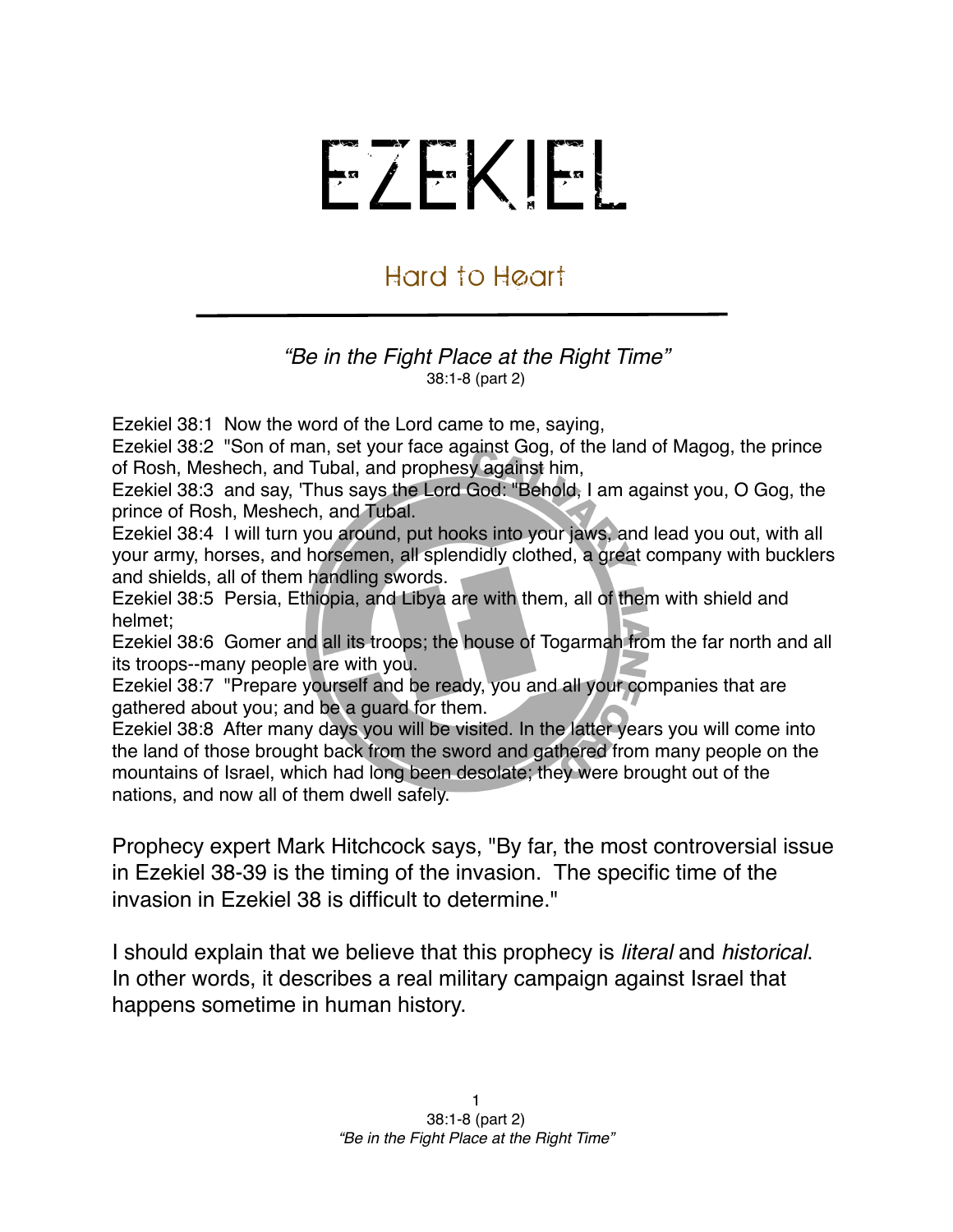# EZEKIEL

## Hard to Heart

*"Be in the Fight Place at the Right Time"*
38:1-8 (part 2)

Ezekiel 38:1 Now the word of the Lord came to me, saying,
Ezekiel 38:2 "Son of man, set your face against Gog, of the land of Magog, the prince of Rosh, Meshech, and Tubal, and prophesy against him,
Ezekiel 38:3 and say, 'Thus says the Lord God: "Behold, I am against you, O Gog, the prince of Rosh, Meshech, and Tubal.
Ezekiel 38:4 I will turn you around, put hooks into your jaws, and lead you out, with all your army, horses, and horsemen, all splendidly clothed, a great company with bucklers and shields, all of them handling swords.
Ezekiel 38:5 Persia, Ethiopia, and Libya are with them, all of them with shield and helmet;
Ezekiel 38:6 Gomer and all its troops; the house of Togarmah from the far north and all its troops--many people are with you.
Ezekiel 38:7 "Prepare yourself and be ready, you and all your companies that are gathered about you; and be a guard for them.
Ezekiel 38:8 After many days you will be visited. In the latter years you will come into the land of those brought back from the sword and gathered from many people on the mountains of Israel, which had long been desolate; they were brought out of the nations, and now all of them dwell safely.

Prophecy expert Mark Hitchcock says, "By far, the most controversial issue in Ezekiel 38-39 is the timing of the invasion. The specific time of the invasion in Ezekiel 38 is difficult to determine."

I should explain that we believe that this prophecy is *literal* and *historical*. In other words, it describes a real military campaign against Israel that happens sometime in human history.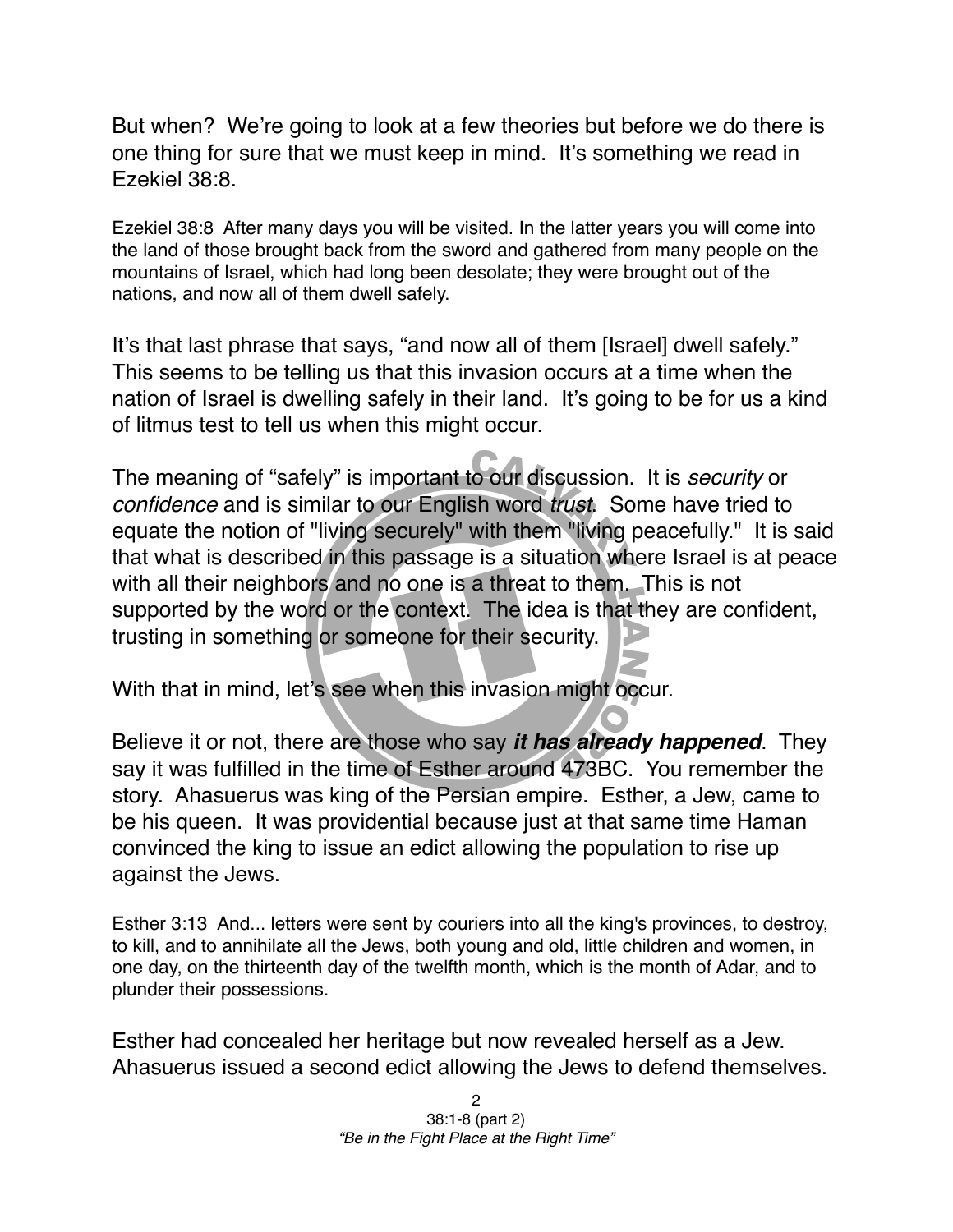But when? We're going to look at a few theories but before we do there is one thing for sure that we must keep in mind. It's something we read in Ezekiel 38:8.

Ezekiel 38:8 After many days you will be visited. In the latter years you will come into the land of those brought back from the sword and gathered from many people on the mountains of Israel, which had long been desolate; they were brought out of the nations, and now all of them dwell safely.

It's that last phrase that says, "and now all of them [Israel] dwell safely." This seems to be telling us that this invasion occurs at a time when the nation of Israel is dwelling safely in their land. It's going to be for us a kind of litmus test to tell us when this might occur.

The meaning of "safely" is important to our discussion. It is *security* or *confidence* and is similar to our English word *trust*. Some have tried to equate the notion of "living securely" with them "living peacefully." It is said that what is described in this passage is a situation where Israel is at peace with all their neighbors and no one is a threat to them. This is not supported by the word or the context. The idea is that they are confident, trusting in something or someone for their security.

With that in mind, let's see when this invasion might occur.

Believe it or not, there are those who say ***it has already happened***. They say it was fulfilled in the time of Esther around 473BC. You remember the story. Ahasuerus was king of the Persian empire. Esther, a Jew, came to be his queen. It was providential because just at that same time Haman convinced the king to issue an edict allowing the population to rise up against the Jews.

Esther 3:13 And... letters were sent by couriers into all the king's provinces, to destroy, to kill, and to annihilate all the Jews, both young and old, little children and women, in one day, on the thirteenth day of the twelfth month, which is the month of Adar, and to plunder their possessions.

Esther had concealed her heritage but now revealed herself as a Jew. Ahasuerus issued a second edict allowing the Jews to defend themselves.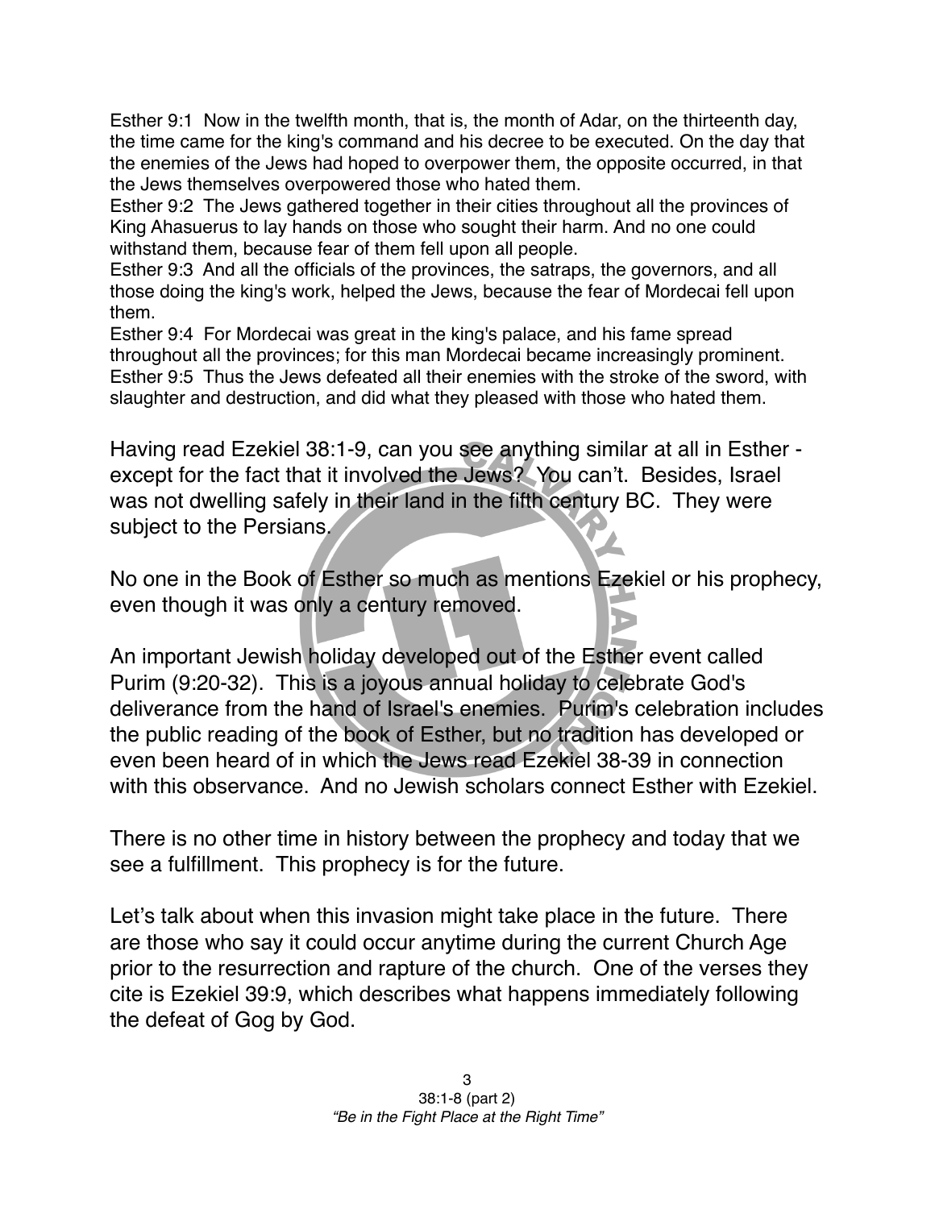Esther 9:1 Now in the twelfth month, that is, the month of Adar, on the thirteenth day, the time came for the king's command and his decree to be executed. On the day that the enemies of the Jews had hoped to overpower them, the opposite occurred, in that the Jews themselves overpowered those who hated them.
Esther 9:2 The Jews gathered together in their cities throughout all the provinces of King Ahasuerus to lay hands on those who sought their harm. And no one could withstand them, because fear of them fell upon all people.
Esther 9:3 And all the officials of the provinces, the satraps, the governors, and all those doing the king's work, helped the Jews, because the fear of Mordecai fell upon them.
Esther 9:4 For Mordecai was great in the king's palace, and his fame spread throughout all the provinces; for this man Mordecai became increasingly prominent.
Esther 9:5 Thus the Jews defeated all their enemies with the stroke of the sword, with slaughter and destruction, and did what they pleased with those who hated them.

Having read Ezekiel 38:1-9, can you see anything similar at all in Esther - except for the fact that it involved the Jews? You can't. Besides, Israel was not dwelling safely in their land in the fifth century BC. They were subject to the Persians.

No one in the Book of Esther so much as mentions Ezekiel or his prophecy, even though it was only a century removed.

An important Jewish holiday developed out of the Esther event called Purim (9:20-32). This is a joyous annual holiday to celebrate God's deliverance from the hand of Israel's enemies. Purim's celebration includes the public reading of the book of Esther, but no tradition has developed or even been heard of in which the Jews read Ezekiel 38-39 in connection with this observance. And no Jewish scholars connect Esther with Ezekiel.

There is no other time in history between the prophecy and today that we see a fulfillment. This prophecy is for the future.

Let's talk about when this invasion might take place in the future. There are those who say it could occur anytime during the current Church Age prior to the resurrection and rapture of the church. One of the verses they cite is Ezekiel 39:9, which describes what happens immediately following the defeat of Gog by God.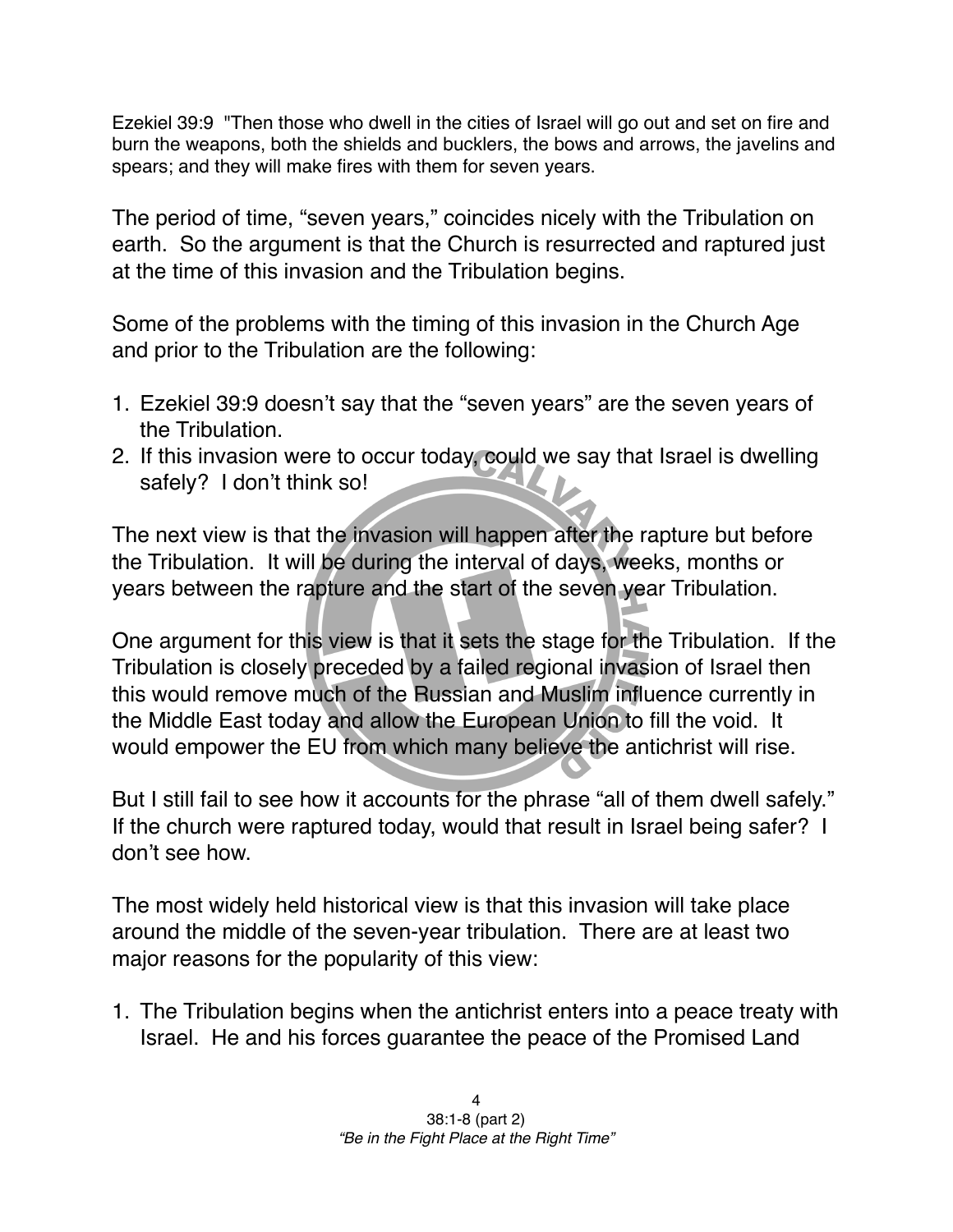Ezekiel 39:9 "Then those who dwell in the cities of Israel will go out and set on fire and burn the weapons, both the shields and bucklers, the bows and arrows, the javelins and spears; and they will make fires with them for seven years.

The period of time, "seven years," coincides nicely with the Tribulation on earth. So the argument is that the Church is resurrected and raptured just at the time of this invasion and the Tribulation begins.

Some of the problems with the timing of this invasion in the Church Age and prior to the Tribulation are the following:

1. Ezekiel 39:9 doesn't say that the "seven years" are the seven years of the Tribulation.
2. If this invasion were to occur today, could we say that Israel is dwelling safely? I don't think so!

The next view is that the invasion will happen after the rapture but before the Tribulation. It will be during the interval of days, weeks, months or years between the rapture and the start of the seven year Tribulation.

One argument for this view is that it sets the stage for the Tribulation. If the Tribulation is closely preceded by a failed regional invasion of Israel then this would remove much of the Russian and Muslim influence currently in the Middle East today and allow the European Union to fill the void. It would empower the EU from which many believe the antichrist will rise.

But I still fail to see how it accounts for the phrase "all of them dwell safely." If the church were raptured today, would that result in Israel being safer? I don't see how.

The most widely held historical view is that this invasion will take place around the middle of the seven-year tribulation. There are at least two major reasons for the popularity of this view:

1. The Tribulation begins when the antichrist enters into a peace treaty with Israel. He and his forces guarantee the peace of the Promised Land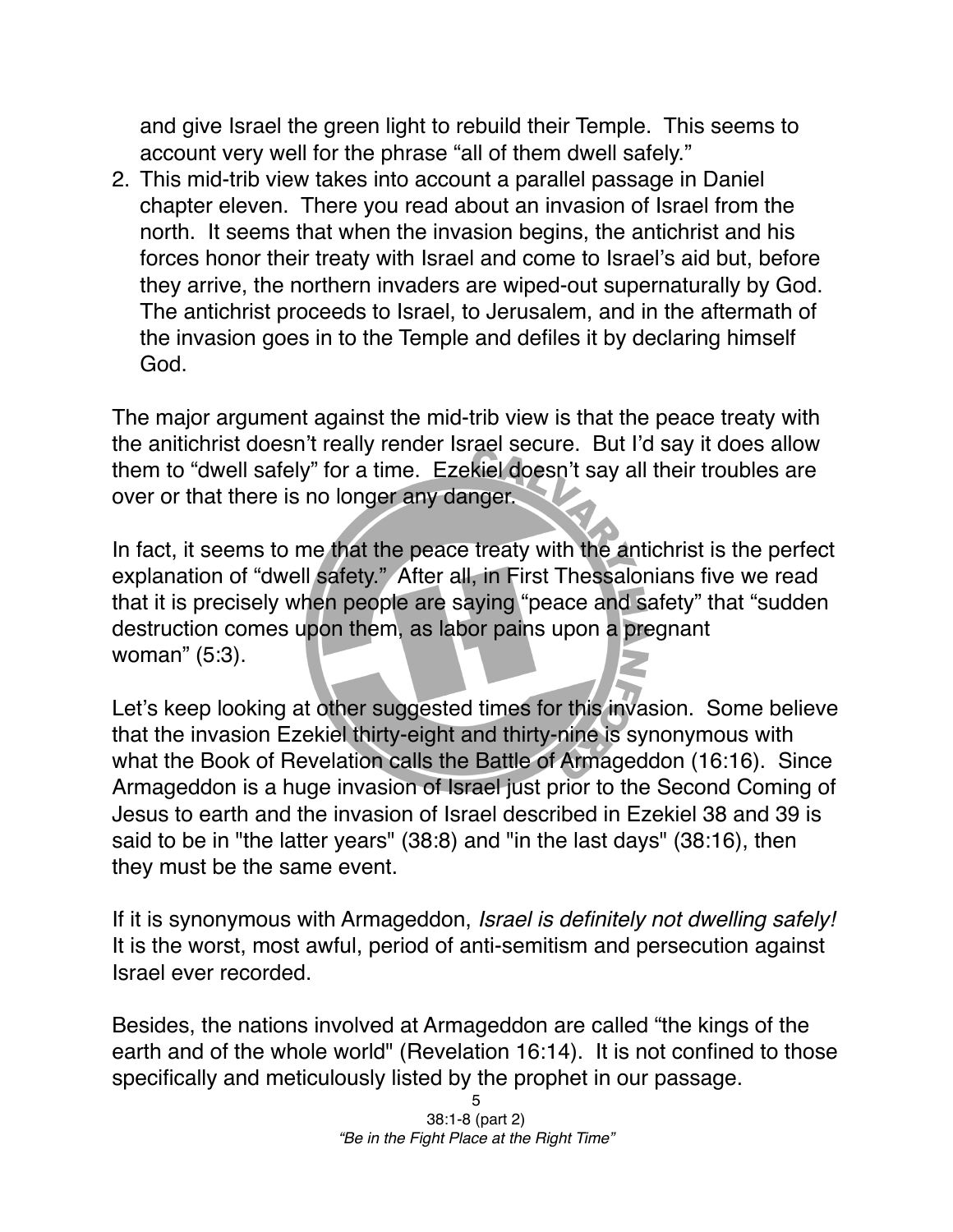and give Israel the green light to rebuild their Temple. This seems to account very well for the phrase "all of them dwell safely."

2. This mid-trib view takes into account a parallel passage in Daniel chapter eleven. There you read about an invasion of Israel from the north. It seems that when the invasion begins, the antichrist and his forces honor their treaty with Israel and come to Israel's aid but, before they arrive, the northern invaders are wiped-out supernaturally by God. The antichrist proceeds to Israel, to Jerusalem, and in the aftermath of the invasion goes in to the Temple and defiles it by declaring himself God.

The major argument against the mid-trib view is that the peace treaty with the anitichrist doesn't really render Israel secure. But I'd say it does allow them to "dwell safely" for a time. Ezekiel doesn't say all their troubles are over or that there is no longer any danger.

In fact, it seems to me that the peace treaty with the antichrist is the perfect explanation of "dwell safety." After all, in First Thessalonians five we read that it is precisely when people are saying "peace and safety" that "sudden destruction comes upon them, as labor pains upon a pregnant woman" (5:3).

Let's keep looking at other suggested times for this invasion. Some believe that the invasion Ezekiel thirty-eight and thirty-nine is synonymous with what the Book of Revelation calls the Battle of Armageddon (16:16). Since Armageddon is a huge invasion of Israel just prior to the Second Coming of Jesus to earth and the invasion of Israel described in Ezekiel 38 and 39 is said to be in "the latter years" (38:8) and "in the last days" (38:16), then they must be the same event.

If it is synonymous with Armageddon, *Israel is definitely not dwelling safely!* It is the worst, most awful, period of anti-semitism and persecution against Israel ever recorded.

Besides, the nations involved at Armageddon are called "the kings of the earth and of the whole world" (Revelation 16:14). It is not confined to those specifically and meticulously listed by the prophet in our passage.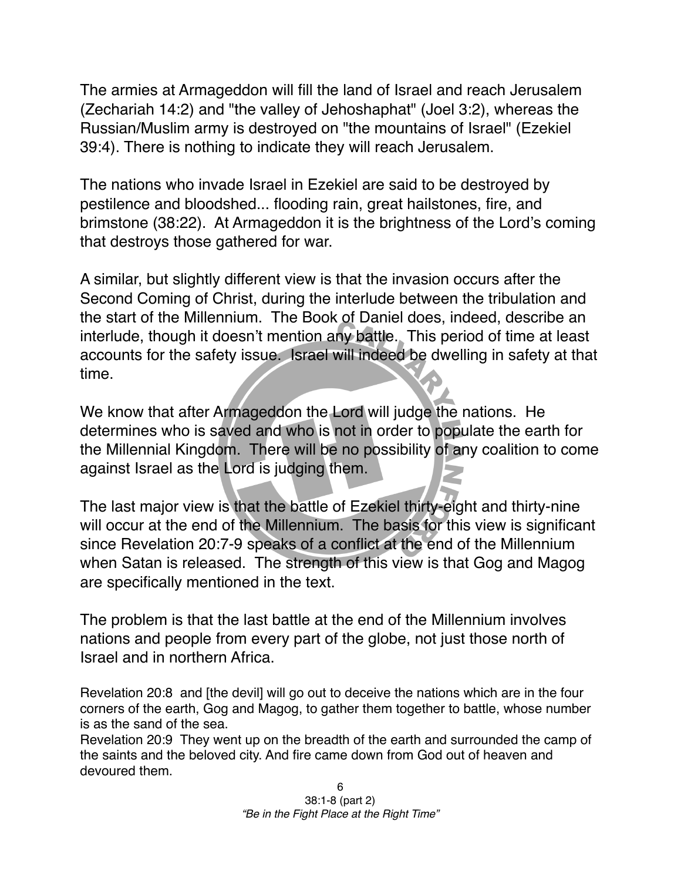The armies at Armageddon will fill the land of Israel and reach Jerusalem (Zechariah 14:2) and "the valley of Jehoshaphat" (Joel 3:2), whereas the Russian/Muslim army is destroyed on "the mountains of Israel" (Ezekiel 39:4). There is nothing to indicate they will reach Jerusalem.

The nations who invade Israel in Ezekiel are said to be destroyed by pestilence and bloodshed... flooding rain, great hailstones, fire, and brimstone (38:22). At Armageddon it is the brightness of the Lord's coming that destroys those gathered for war.

A similar, but slightly different view is that the invasion occurs after the Second Coming of Christ, during the interlude between the tribulation and the start of the Millennium. The Book of Daniel does, indeed, describe an interlude, though it doesn't mention any battle. This period of time at least accounts for the safety issue. Israel will indeed be dwelling in safety at that time.

We know that after Armageddon the Lord will judge the nations. He determines who is saved and who is not in order to populate the earth for the Millennial Kingdom. There will be no possibility of any coalition to come against Israel as the Lord is judging them.

The last major view is that the battle of Ezekiel thirty-eight and thirty-nine will occur at the end of the Millennium. The basis for this view is significant since Revelation 20:7-9 speaks of a conflict at the end of the Millennium when Satan is released. The strength of this view is that Gog and Magog are specifically mentioned in the text.

The problem is that the last battle at the end of the Millennium involves nations and people from every part of the globe, not just those north of Israel and in northern Africa.

Revelation 20:8 and [the devil] will go out to deceive the nations which are in the four corners of the earth, Gog and Magog, to gather them together to battle, whose number is as the sand of the sea.
Revelation 20:9 They went up on the breadth of the earth and surrounded the camp of the saints and the beloved city. And fire came down from God out of heaven and devoured them.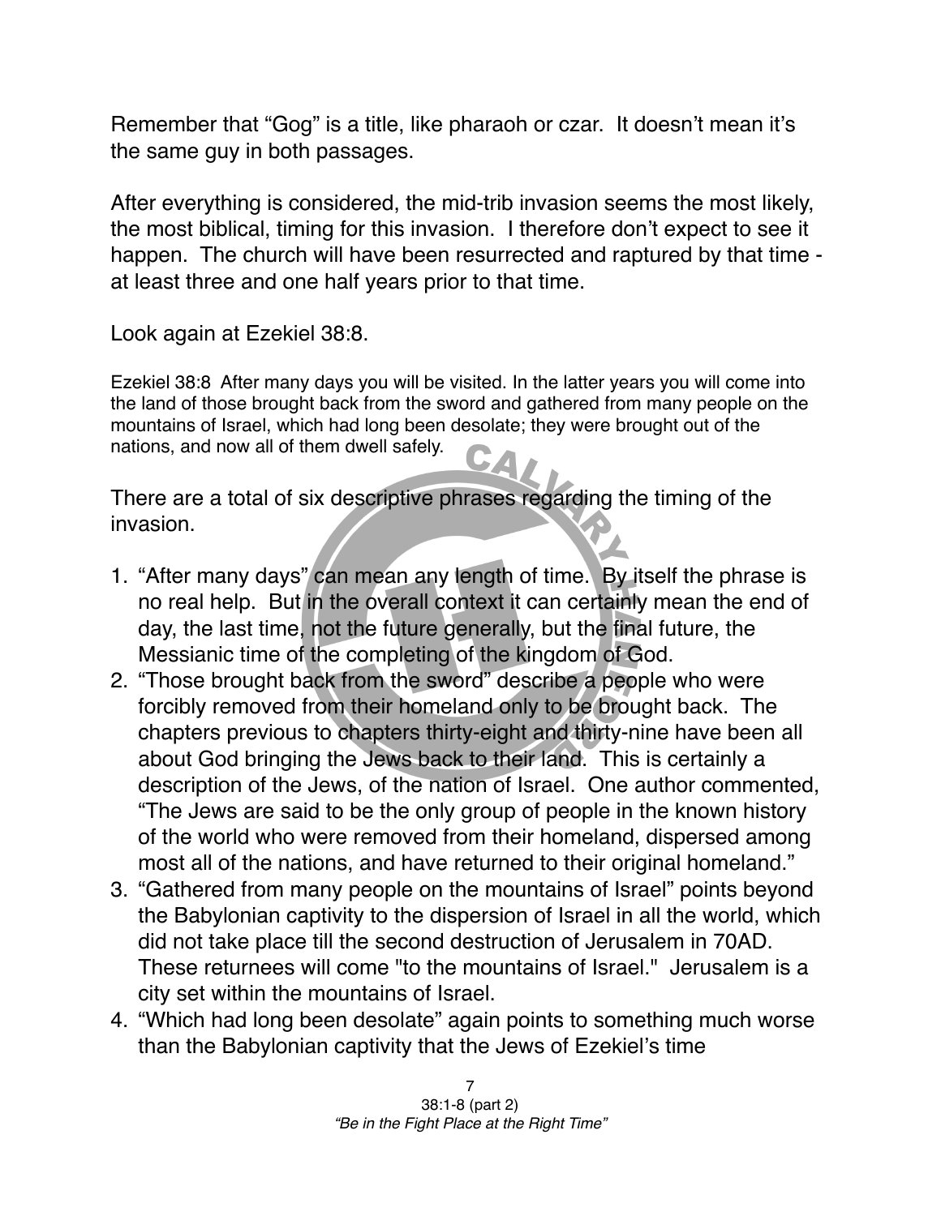Remember that "Gog" is a title, like pharaoh or czar. It doesn't mean it's the same guy in both passages.

After everything is considered, the mid-trib invasion seems the most likely, the most biblical, timing for this invasion. I therefore don't expect to see it happen. The church will have been resurrected and raptured by that time - at least three and one half years prior to that time.

Look again at Ezekiel 38:8.

Ezekiel 38:8 After many days you will be visited. In the latter years you will come into the land of those brought back from the sword and gathered from many people on the mountains of Israel, which had long been desolate; they were brought out of the nations, and now all of them dwell safely.

There are a total of six descriptive phrases regarding the timing of the invasion.

1. "After many days" can mean any length of time. By itself the phrase is no real help. But in the overall context it can certainly mean the end of day, the last time, not the future generally, but the final future, the Messianic time of the completing of the kingdom of God.
2. "Those brought back from the sword" describe a people who were forcibly removed from their homeland only to be brought back. The chapters previous to chapters thirty-eight and thirty-nine have been all about God bringing the Jews back to their land. This is certainly a description of the Jews, of the nation of Israel. One author commented, "The Jews are said to be the only group of people in the known history of the world who were removed from their homeland, dispersed among most all of the nations, and have returned to their original homeland."
3. "Gathered from many people on the mountains of Israel" points beyond the Babylonian captivity to the dispersion of Israel in all the world, which did not take place till the second destruction of Jerusalem in 70AD. These returnees will come "to the mountains of Israel." Jerusalem is a city set within the mountains of Israel.
4. "Which had long been desolate" again points to something much worse than the Babylonian captivity that the Jews of Ezekiel's time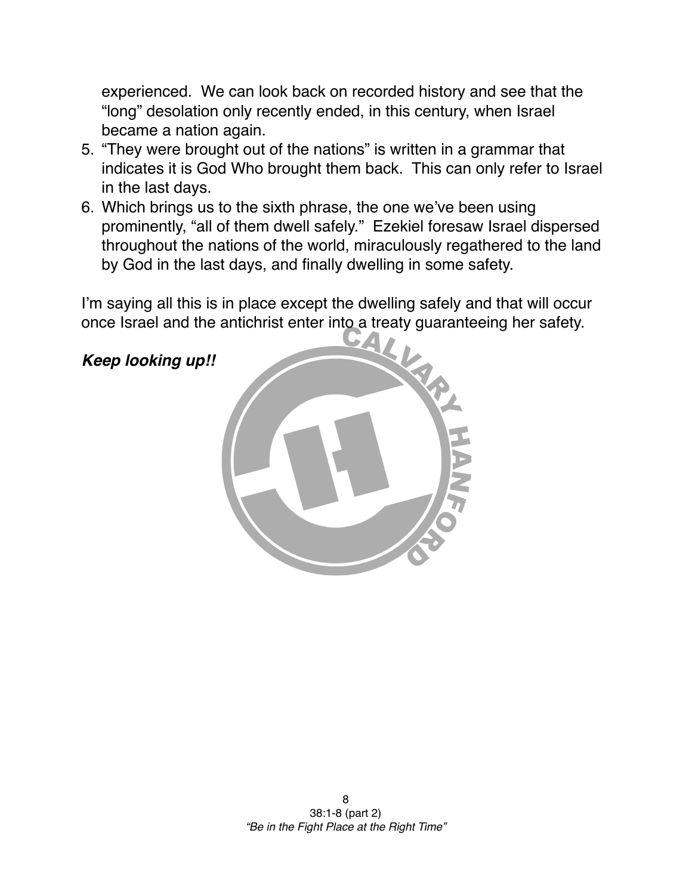experienced.  We can look back on recorded history and see that the "long" desolation only recently ended, in this century, when Israel became a nation again.

5. "They were brought out of the nations" is written in a grammar that indicates it is God Who brought them back.  This can only refer to Israel in the last days.
6. Which brings us to the sixth phrase, the one we've been using prominently, "all of them dwell safely."  Ezekiel foresaw Israel dispersed throughout the nations of the world, miraculously regathered to the land by God in the last days, and finally dwelling in some safety.

I'm saying all this is in place except the dwelling safely and that will occur once Israel and the antichrist enter into a treaty guaranteeing her safety.

***Keep looking up!!***